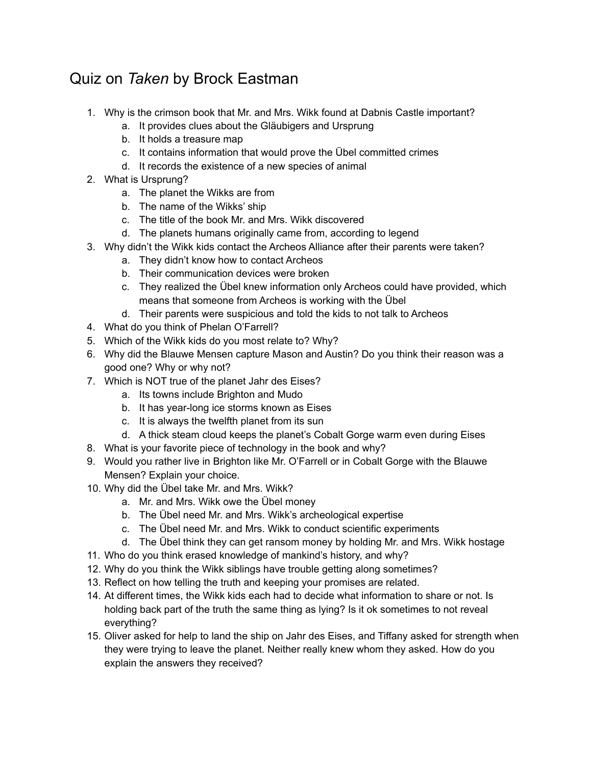# Quiz on *Taken* by Brock Eastman

1. Why is the crimson book that Mr. and Mrs. Wikk found at Dabnis Castle important?
    a. It provides clues about the Gläubigers and Ursprung
    b. It holds a treasure map
    c. It contains information that would prove the Übel committed crimes
    d. It records the existence of a new species of animal
2. What is Ursprung?
    a. The planet the Wikks are from
    b. The name of the Wikks' ship
    c. The title of the book Mr. and Mrs. Wikk discovered
    d. The planets humans originally came from, according to legend
3. Why didn't the Wikk kids contact the Archeos Alliance after their parents were taken?
    a. They didn't know how to contact Archeos
    b. Their communication devices were broken
    c. They realized the Übel knew information only Archeos could have provided, which means that someone from Archeos is working with the Übel
    d. Their parents were suspicious and told the kids to not talk to Archeos
4. What do you think of Phelan O'Farrell?
5. Which of the Wikk kids do you most relate to? Why?
6. Why did the Blauwe Mensen capture Mason and Austin? Do you think their reason was a good one? Why or why not?
7. Which is NOT true of the planet Jahr des Eises?
    a. Its towns include Brighton and Mudo
    b. It has year-long ice storms known as Eises
    c. It is always the twelfth planet from its sun
    d. A thick steam cloud keeps the planet's Cobalt Gorge warm even during Eises
8. What is your favorite piece of technology in the book and why?
9. Would you rather live in Brighton like Mr. O'Farrell or in Cobalt Gorge with the Blauwe Mensen? Explain your choice.
10. Why did the Übel take Mr. and Mrs. Wikk?
    a. Mr. and Mrs. Wikk owe the Übel money
    b. The Übel need Mr. and Mrs. Wikk's archeological expertise
    c. The Übel need Mr. and Mrs. Wikk to conduct scientific experiments
    d. The Übel think they can get ransom money by holding Mr. and Mrs. Wikk hostage
11. Who do you think erased knowledge of mankind's history, and why?
12. Why do you think the Wikk siblings have trouble getting along sometimes?
13. Reflect on how telling the truth and keeping your promises are related.
14. At different times, the Wikk kids each had to decide what information to share or not. Is holding back part of the truth the same thing as lying? Is it ok sometimes to not reveal everything?
15. Oliver asked for help to land the ship on Jahr des Eises, and Tiffany asked for strength when they were trying to leave the planet. Neither really knew whom they asked. How do you explain the answers they received?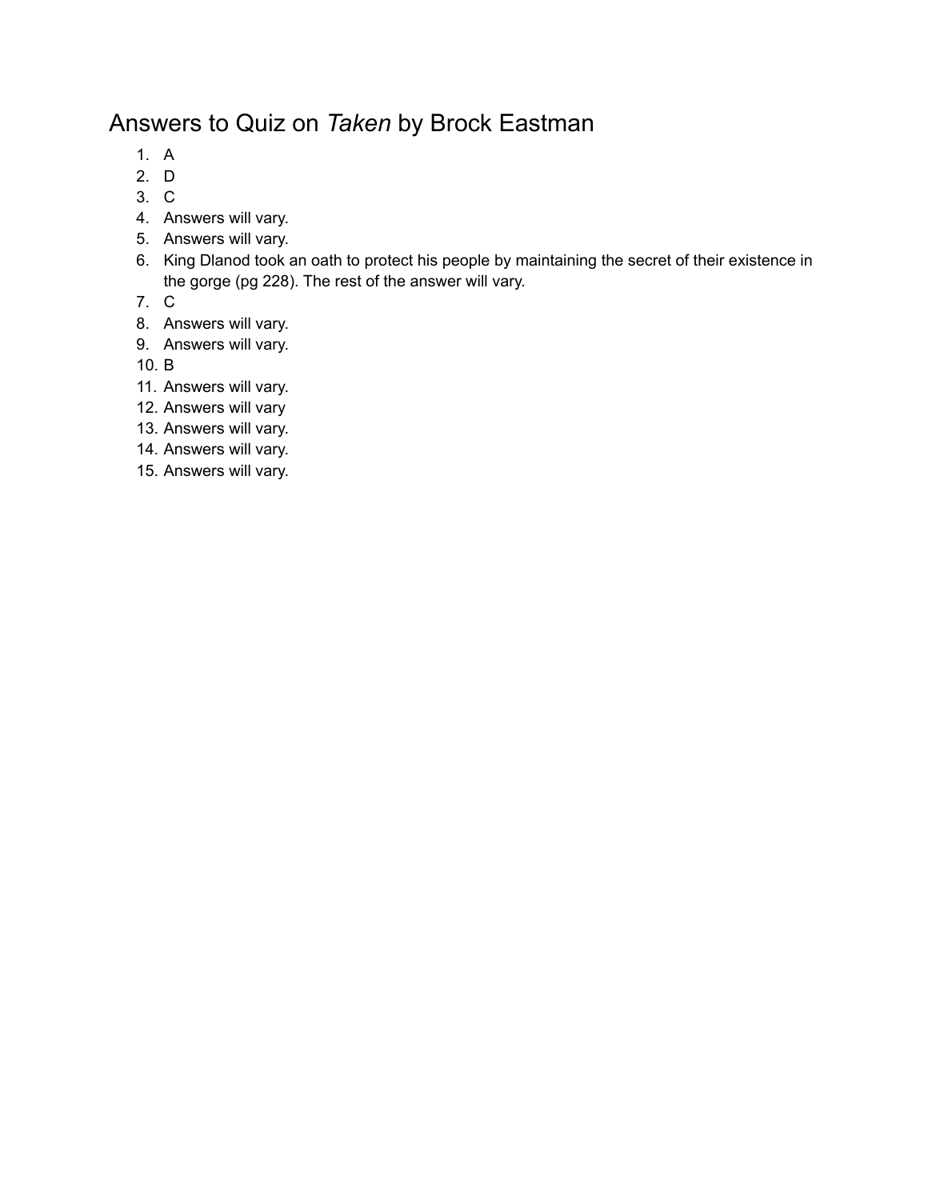# Answers to Quiz on *Taken* by Brock Eastman

1. A
2. D
3. C
4. Answers will vary.
5. Answers will vary.
6. King Dlanod took an oath to protect his people by maintaining the secret of their existence in the gorge (pg 228). The rest of the answer will vary.
7. C
8. Answers will vary.
9. Answers will vary.
10. B
11. Answers will vary.
12. Answers will vary
13. Answers will vary.
14. Answers will vary.
15. Answers will vary.